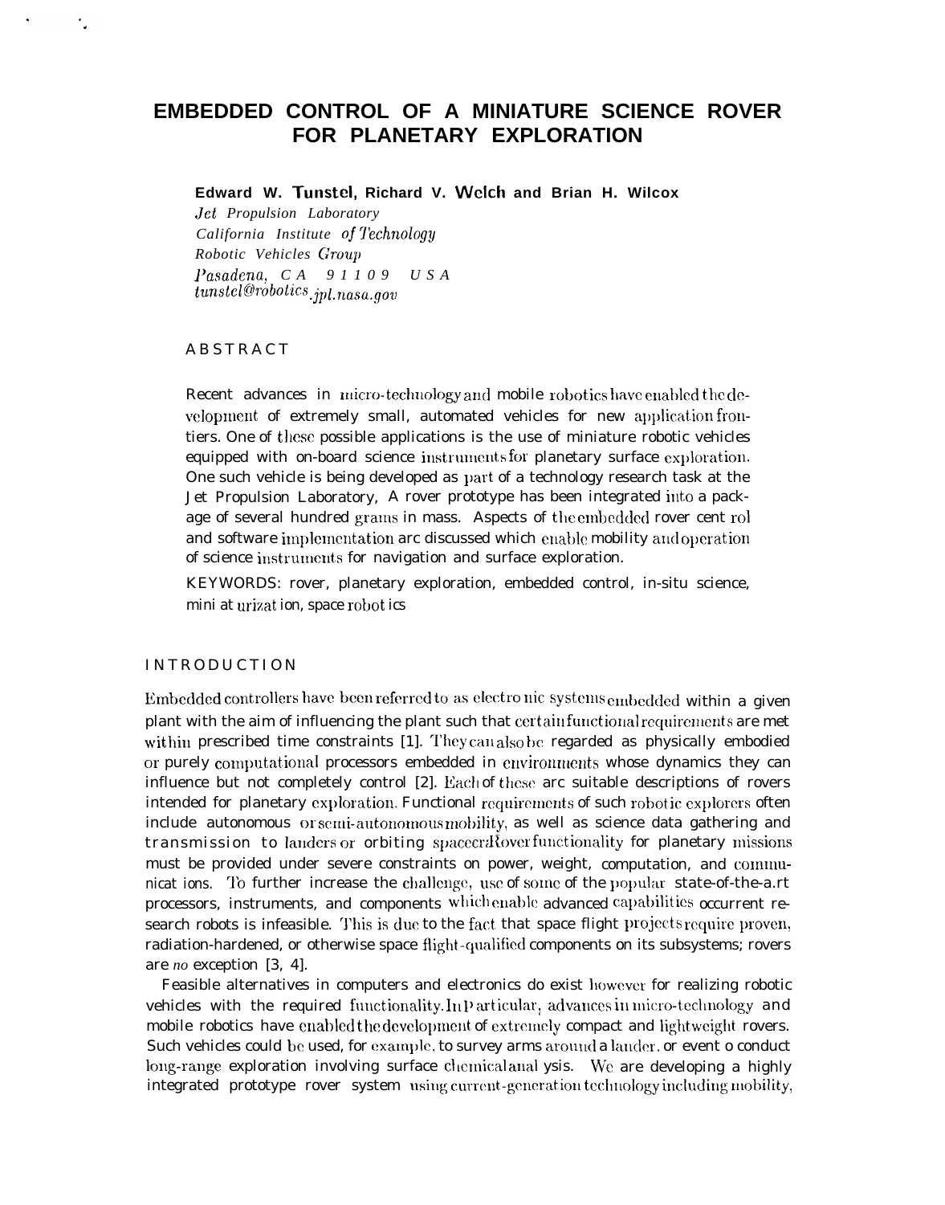# EMBEDDED CONTROL OF A MINIATURE SCIENCE ROVER FOR PLANETARY EXPLORATION

**Edward W. Tunstel, Richard V. Welch and Brian H. Wilcox**

*Jet Propulsion Laboratory*
*California Institute of Technology*
*Robotic Vehicles Group*
*Pasadena, CA 91109 USA*
*tunstel@robotics.jpl.nasa.gov*

## ABSTRACT

Recent advances in micro-technology and mobile robotics have enabled the development of extremely small, automated vehicles for new application frontiers. One of these possible applications is the use of miniature robotic vehicles equipped with on-board science instruments for planetary surface exploration. One such vehicle is being developed as part of a technology research task at the Jet Propulsion Laboratory, A rover prototype has been integrated into a package of several hundred grams in mass. Aspects of the embedded rover cent rol and software implementation arc discussed which enable mobility and operation of science instruments for navigation and surface exploration.

KEYWORDS: rover, planetary exploration, embedded control, in-situ science, mini at urizat ion, space robot ics

## INTRODUCTION

Embedded controllers have been referred to as electro nic systems embedded within a given plant with the aim of influencing the plant such that certain functional requirements are met within prescribed time constraints [1]. They can also be regarded as physically embodied or purely computational processors embedded in environments whose dynamics they can influence but not completely control [2]. Each of these arc suitable descriptions of rovers intended for planetary exploration. Functional requirements of such robotic explorers often include autonomous or semi-autonomous mobility, as well as science data gathering and transmission to landers or orbiting spacecraft. Rover functionality for planetary missions must be provided under severe constraints on power, weight, computation, and communicat ions. To further increase the challenge, use of some of the popular state-of-the-a.rt processors, instruments, and components which enable advanced capabilities occurrent research robots is infeasible. This is due to the fact that space flight projects require proven, radiation-hardened, or otherwise space flight-qualified components on its subsystems; rovers are *no* exception [3, 4].

Feasible alternatives in computers and electronics do exist however for realizing robotic vehicles with the required functionality. In Particular, advances in micro-technology and mobile robotics have enabled the development of extremely compact and lightweight rovers. Such vehicles could be used, for example, to survey arms around a lander. or event o conduct long-range exploration involving surface chemical anal ysis. We are developing a highly integrated prototype rover system using current-generation technology including mobility,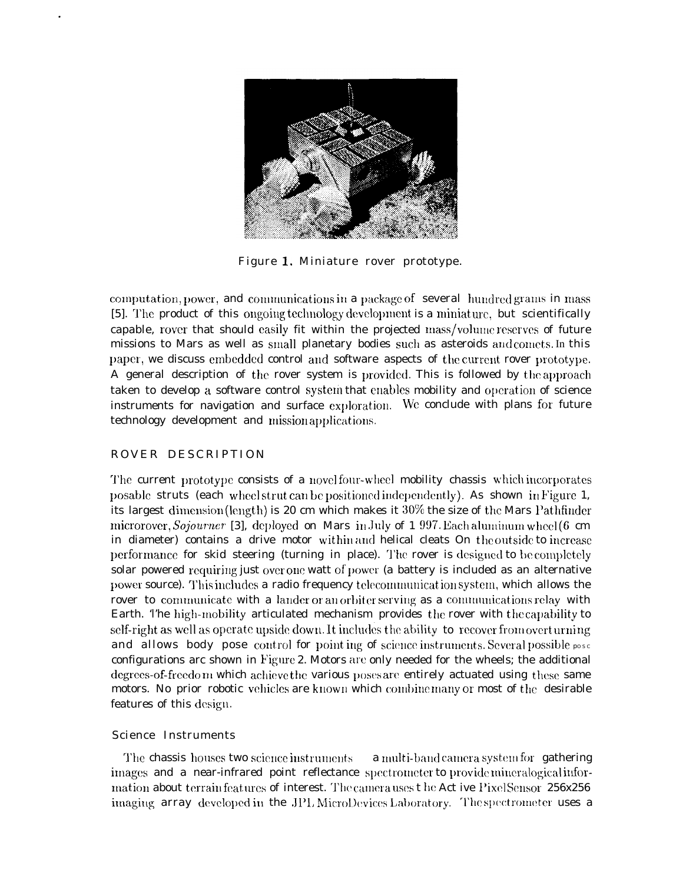Figure 1. Miniature rover prototype.

computation, power, and communications in a package of several hundred grams in mass [5]. The product of this ongoing technology development is a miniature, but scientifically capable, rover that should easily fit within the projected mass/volume reserves of future missions to Mars as well as small planetary bodies such as asteroids and comets. In this paper, we discuss embedded control and software aspects of the current rover prototype. A general description of the rover system is provided. This is followed by the approach taken to develop a software control system that enables mobility and operation of science instruments for navigation and surface exploration. We conclude with plans for future technology development and mission applications.

## ROVER DESCRIPTION

The current prototype consists of a novel four-wheel mobility chassis which incorporates posable struts (each wheel strut can be positioned independently). As shown in Figure 1, its largest dimension (length) is 20 cm which makes it 30% the size of the Mars Pathfinder microrover, *Sojourner* [3], deployed on Mars in July of 1997. Each aluminum wheel (6 cm in diameter) contains a drive motor within and helical cleats On the outside to increase performance for skid steering (turning in place). The rover is designed to be completely solar powered requiring just over one watt of power (a battery is included as an alternative power source). This includes a radio frequency telecommunication system, which allows the rover to communicate with a lander or an orbiter serving as a communications relay with Earth. The high-mobility articulated mechanism provides the rover with the capability to self-right as well as operate upside down. It includes the ability to recover from overturning and allows body pose control for pointing of science instruments. Several possible pose configurations are shown in Figure 2. Motors are only needed for the wheels; the additional degrees-of-freedom which achieve the various poses are entirely actuated using these same motors. No prior robotic vehicles are known which combine many or most of the desirable features of this design.

### Science Instruments

The chassis houses two science instruments a multi-band camera system for gathering images and a near-infrared point reflectance spectrometer to provide mineralogical information about terrain features of interest. The camera uses the Active Pixel Sensor 256x256 imaging array developed in the JPL MicroDevices Laboratory. The spectrometer uses a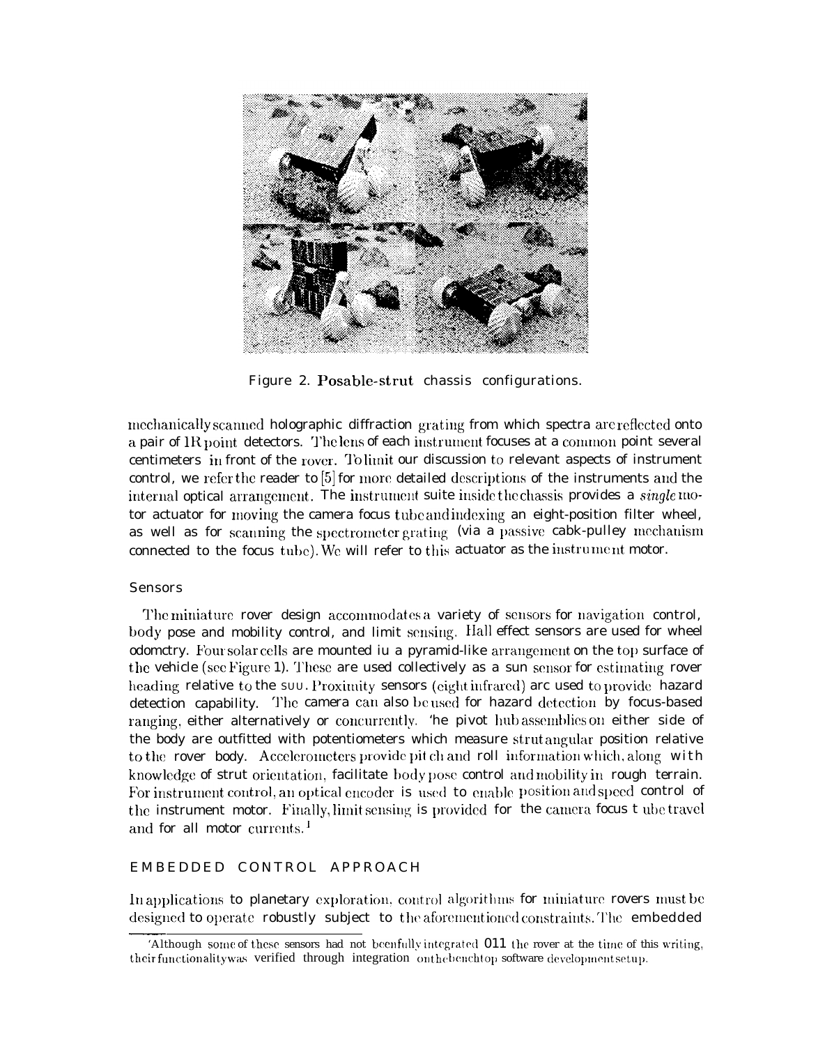Figure 2. Posable-strut chassis configurations.

mechanically scanned holographic diffraction grating from which spectra are reflected onto a pair of IR point detectors. The lens of each instrument focuses at a common point several centimeters in front of the rover. To limit our discussion to relevant aspects of instrument control, we refer the reader to [5] for more detailed descriptions of the instruments and the internal optical arrangement. The instrument suite inside the chassis provides a *single* motor actuator for moving the camera focus tube and indexing an eight-position filter wheel, as well as for scanning the spectrometer grating (via a passive cable-pulley mechanism connected to the focus tube). We will refer to this actuator as the instrument motor.

### Sensors

The miniature rover design accommodates a variety of sensors for navigation control, body pose and mobility control, and limit sensing. Hall effect sensors are used for wheel odometry. Four solar cells are mounted in a pyramid-like arrangement on the top surface of the vehicle (see Figure 1). These are used collectively as a sun sensor for estimating rover heading relative to the sun. Proximity sensors (eight infrared) are used to provide hazard detection capability. The camera can also be used for hazard detection by focus-based ranging, either alternatively or concurrently. The pivot hub assemblies on either side of the body are outfitted with potentiometers which measure strut angular position relative to the rover body. Accelerometers provide pitch and roll information which, along with knowledge of strut orientation, facilitate body pose control and mobility in rough terrain. For instrument control, an optical encoder is used to enable position and speed control of the instrument motor. Finally, limit sensing is provided for the camera focus tube travel and for all motor currents.[1]

## EMBEDDED CONTROL APPROACH

In applications to planetary exploration, control algorithms for miniature rovers must be designed to operate robustly subject to the aforementioned constraints. The embedded

[1]Although some of these sensors had not been fully integrated on the rover at the time of this writing, their functionality was verified through integration on the benchtop software development setup.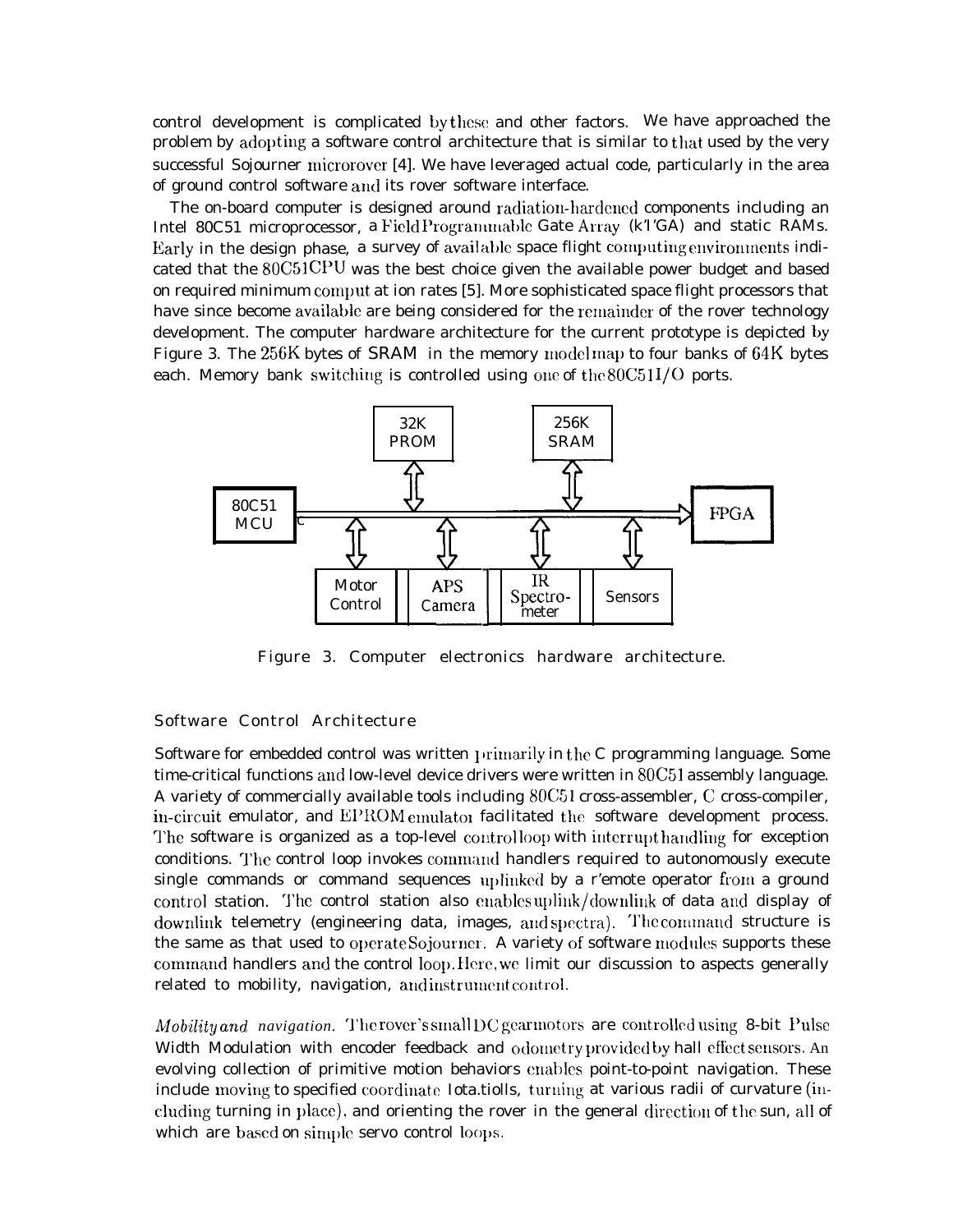control development is complicated by these and other factors. We have approached the problem by adopting a software control architecture that is similar to that used by the very successful Sojourner microrover [4]. We have leveraged actual code, particularly in the area of ground control software and its rover software interface.

The on-board computer is designed around radiation-hardened components including an Intel 80C51 microprocessor, a Field Programmable Gate Array (FPGA) and static RAMs. Early in the design phase, a survey of available space flight computing environments indicated that the 80C51 CPU was the best choice given the available power budget and based on required minimum computation rates [5]. More sophisticated space flight processors that have since become available are being considered for the remainder of the rover technology development. The computer hardware architecture for the current prototype is depicted by Figure 3. The 256K bytes of SRAM in the memory model map to four banks of 64K bytes each. Memory bank switching is controlled using one of the 80C51 I/O ports.

Figure 3. Computer electronics hardware architecture.

## Software Control Architecture

Software for embedded control was written primarily in the C programming language. Some time-critical functions and low-level device drivers were written in 80C51 assembly language. A variety of commercially available tools including 80C51 cross-assembler, C cross-compiler, in-circuit emulator, and EPROM emulator facilitated the software development process. The software is organized as a top-level control loop with interrupt handling for exception conditions. The control loop invokes command handlers required to autonomously execute single commands or command sequences uplinked by a remote operator from a ground control station. The control station also enables uplink/downlink of data and display of downlink telemetry (engineering data, images, and spectra). The command structure is the same as that used to operate Sojourner. A variety of software modules supports these command handlers and the control loop. Here, we limit our discussion to aspects generally related to mobility, navigation, and instrument control.

*Mobility and navigation.* The rover's small DC gearmotors are controlled using 8-bit Pulse Width Modulation with encoder feedback and odometry provided by hall effect sensors. An evolving collection of primitive motion behaviors enables point-to-point navigation. These include moving to specified coordinate locations, turning at various radii of curvature (including turning in place), and orienting the rover in the general direction of the sun, all of which are based on simple servo control loops.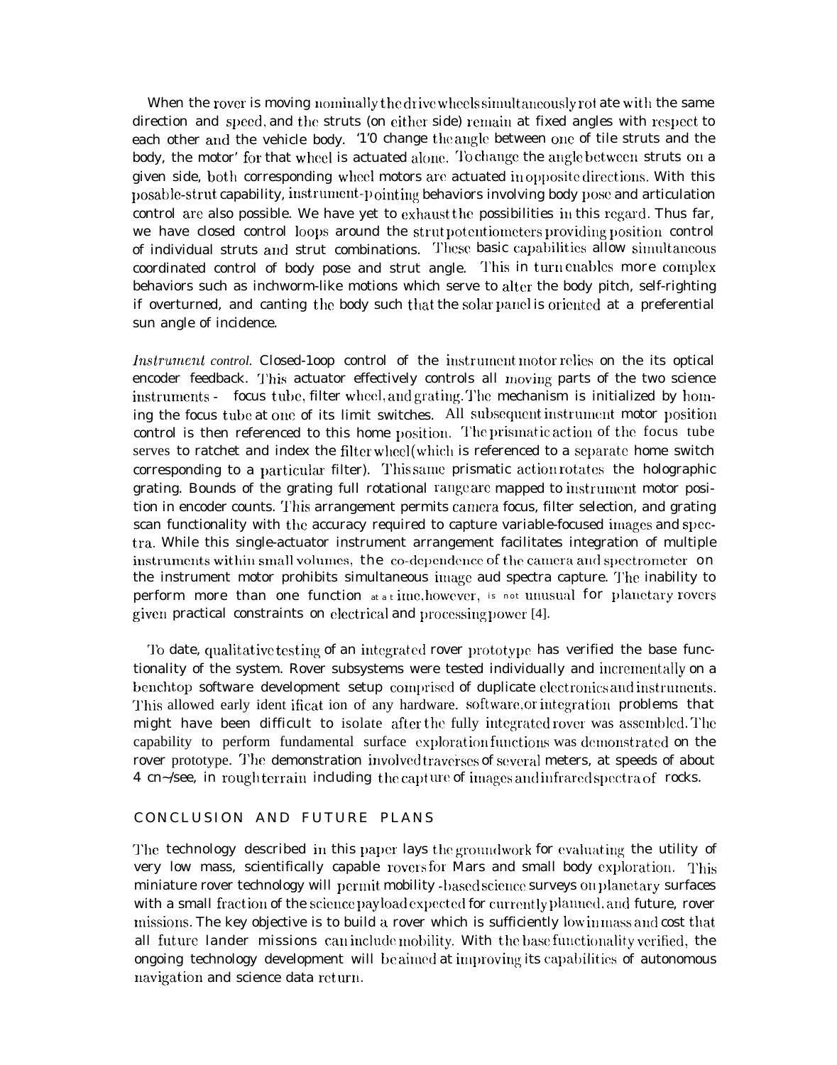When the rover is moving nominally the drive wheels simultaneously rotate with the same direction and speed, and the struts (on either side) remain at fixed angles with respect to each other and the vehicle body. '1'0 change the angle between one of tile struts and the body, the motor' for that wheel is actuated alone. To change the angle between struts on a given side, both corresponding wheel motors are actuated in opposite directions. With this posable-strut capability, instrument-pointing behaviors involving body pose and articulation control are also possible. We have yet to exhaust the possibilities in this regard. Thus far, we have closed control loops around the strut potentiometers providing position control of individual struts and strut combinations. These basic capabilities allow simultaneous coordinated control of body pose and strut angle. This in turn enables more complex behaviors such as inchworm-like motions which serve to alter the body pitch, self-righting if overturned, and canting the body such that the solar panel is oriented at a preferential sun angle of incidence.

*Instrument control.* Closed-1oop control of the instrument motor relies on the its optical encoder feedback. This actuator effectively controls all moving parts of the two science instruments - focus tube, filter wheel, and grating. The mechanism is initialized by homing the focus tube at one of its limit switches. All subsequent instrument motor position control is then referenced to this home position. The prismatic action of the focus tube serves to ratchet and index the filter wheel (which is referenced to a separate home switch corresponding to a particular filter). This same prismatic action rotates the holographic grating. Bounds of the grating full rotational range are mapped to instrument motor position in encoder counts. This arrangement permits camera focus, filter selection, and grating scan functionality with the accuracy required to capture variable-focused images and spectra. While this single-actuator instrument arrangement facilitates integration of multiple instruments within small volumes, the co-dependence of the camera and spectrometer on the instrument motor prohibits simultaneous image aud spectra capture. The inability to perform more than one function at a time, however, is not unusual for planetary rovers given practical constraints on electrical and processing power [4].

To date, qualitative testing of an integrated rover prototype has verified the base functionality of the system. Rover subsystems were tested individually and incrementally on a benchtop software development setup comprised of duplicate electronics and instruments. This allowed early identification of any hardware. software, or integration problems that might have been difficult to isolate after the fully integrated rover was assembled. The capability to perform fundamental surface exploration functions was demonstrated on the rover prototype. The demonstration involved traverses of several meters, at speeds of about 4 cn~/see, in rough terrain including the capture of images and infrared spectra of rocks.

## CONCLUSION AND FUTURE PLANS

The technology described in this paper lays the groundwork for evaluating the utility of very low mass, scientifically capable rovers for Mars and small body exploration. This miniature rover technology will permit mobility-based science surveys on planetary surfaces with a small fraction of the science payload expected for currently planned, and future, rover missions. The key objective is to build a rover which is sufficiently low in mass and cost that all future lander missions can include mobility. With the base functionality verified, the ongoing technology development will be aimed at improving its capabilities of autonomous navigation and science data return.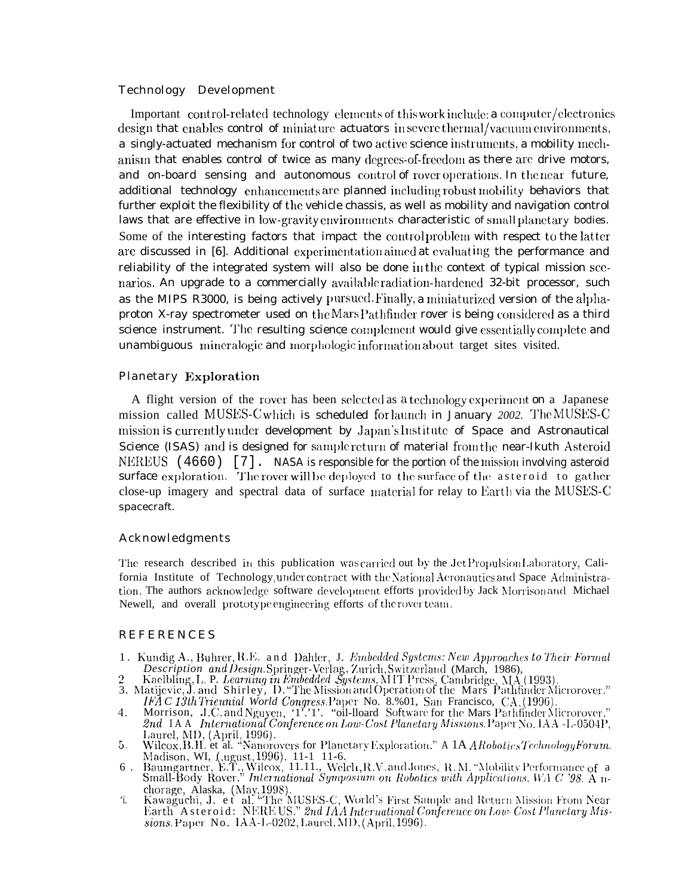## Technology Development

Important control-related technology elements of this work include: a computer/electronics design that enables control of miniature actuators in severe thermal/vacuum environments, a singly-actuated mechanism for control of two active science instruments, a mobility mechanism that enables control of twice as many degrees-of-freedom as there are drive motors, and on-board sensing and autonomous control of rover operations. In the near future, additional technology enhancements are planned including robust mobility behaviors that further exploit the flexibility of the vehicle chassis, as well as mobility and navigation control laws that are effective in low-gravity environments characteristic of small planetary bodies. Some of the interesting factors that impact the control problem with respect to the latter are discussed in [6]. Additional experimentation aimed at evaluating the performance and reliability of the integrated system will also be done in the context of typical mission scenarios. An upgrade to a commercially available radiation-hardened 32-bit processor, such as the MIPS R3000, is being actively pursued. Finally, a miniaturized version of the alpha-proton X-ray spectrometer used on the Mars Pathfinder rover is being considered as a third science instrument. The resulting science complement would give essentially complete and unambiguous mineralogic and morphologic information about target sites visited.

## Planetary Exploration

A flight version of the rover has been selected as a technology experiment on a Japanese mission called MUSES-C which is scheduled for launch in January *2002*. The MUSES-C mission is currently under development by Japan's Institute of Space and Astronautical Science (ISAS) and is designed for sample return of material from the near-Ikuth Asteroid NEREUS (4660) [7]. NASA is responsible for the portion of the mission involving asteroid surface exploration. The rover will be deployed to the surface of the asteroid to gather close-up imagery and spectral data of surface material for relay to Earth via the MUSES-C spacecraft.

## Acknowledgments

The research described in this publication was carried out by the Jet Propulsion Laboratory, California Institute of Technology, under contract with the National Aeronautics and Space Administration. The authors acknowledge software development efforts provided by Jack Morrison and Michael Newell, and overall prototype engineering efforts of the rover team.

## REFERENCES

1. Kundig A., Buhrer, R.E. and Dahler, J. *Embedded Systems: New Approaches to Their Formal Description and Design.* Springer-Verlag, Zurich, Switzerland (March, 1986),
2. Kaelbling, L. P. *Learning in Embedded Systems*, MIT Press, Cambridge, MA (1993).
3. Matijevic, J. and Shirley, D. "The Mission and Operation of the Mars Pathfinder Microrover." *IFAC 13th Triennial World Congress.* Paper No. 8.%01, San Francisco, CA, (1996).
4. Morrison, J.C. and Nguyen, '1'.'1'. "oil-lloard Software for the Mars Pathfinder Microrover." *2nd IAA International Conference on Low-Cost Planetary Missions.* Paper No. IAA -L-0504P, Laurel, MD, (April, 1996).
5. Wilcox, B.H. et al. "Nanorovers for Planetary Exploration." A 1A *A Robotics Technology Forum.* Madison, WI, (,ugust, 1996), 11-1 11-6.
6. Baumgartner, E.T., Wilcox, 11.11., Welch, R.V. and Jones, R. M. "Mobility Performance of a Small-Body Rover." *International Symposium on Robotics with Applications, WAC '98.* Anchorage, Alaska, (May, 1998).
7. Kawaguchi, J. et al. "The MUSES-C, World's First Sample and Return Mission From Near Earth Asteroid: NEREUS." *2nd IAA International Conference on Low-Cost Planetary Missions.* Paper No. IAA-L-0202, Laurel, MD, (April, 1996).